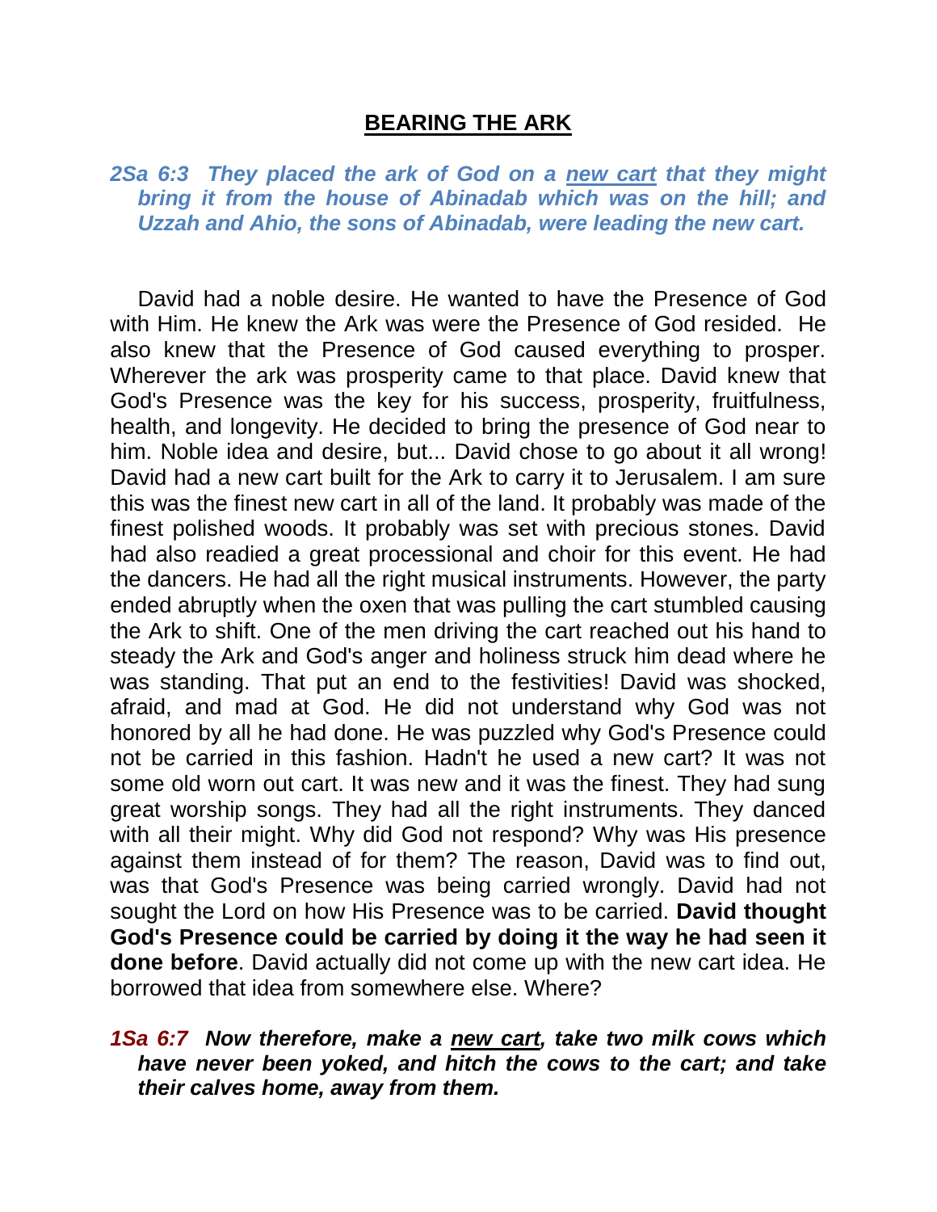# <u>BEARING THE ARK</u>

***2Sa 6:3  They placed the ark of God on a <u>new cart</u> that they might bring it from the house of Abinadab which was on the hill; and Uzzah and Ahio, the sons of Abinadab, were leading the new cart.***

David had a noble desire. He wanted to have the Presence of God with Him. He knew the Ark was were the Presence of God resided. He also knew that the Presence of God caused everything to prosper. Wherever the ark was prosperity came to that place. David knew that God's Presence was the key for his success, prosperity, fruitfulness, health, and longevity. He decided to bring the presence of God near to him. Noble idea and desire, but... David chose to go about it all wrong! David had a new cart built for the Ark to carry it to Jerusalem. I am sure this was the finest new cart in all of the land. It probably was made of the finest polished woods. It probably was set with precious stones. David had also readied a great processional and choir for this event. He had the dancers. He had all the right musical instruments. However, the party ended abruptly when the oxen that was pulling the cart stumbled causing the Ark to shift. One of the men driving the cart reached out his hand to steady the Ark and God's anger and holiness struck him dead where he was standing. That put an end to the festivities! David was shocked, afraid, and mad at God. He did not understand why God was not honored by all he had done. He was puzzled why God's Presence could not be carried in this fashion. Hadn't he used a new cart? It was not some old worn out cart. It was new and it was the finest. They had sung great worship songs. They had all the right instruments. They danced with all their might. Why did God not respond? Why was His presence against them instead of for them? The reason, David was to find out, was that God's Presence was being carried wrongly. David had not sought the Lord on how His Presence was to be carried. **David thought God's Presence could be carried by doing it the way he had seen it done before**. David actually did not come up with the new cart idea. He borrowed that idea from somewhere else. Where?

***1Sa 6:7  Now therefore, make a <u>new cart</u>, take two milk cows which have never been yoked, and hitch the cows to the cart; and take their calves home, away from them.***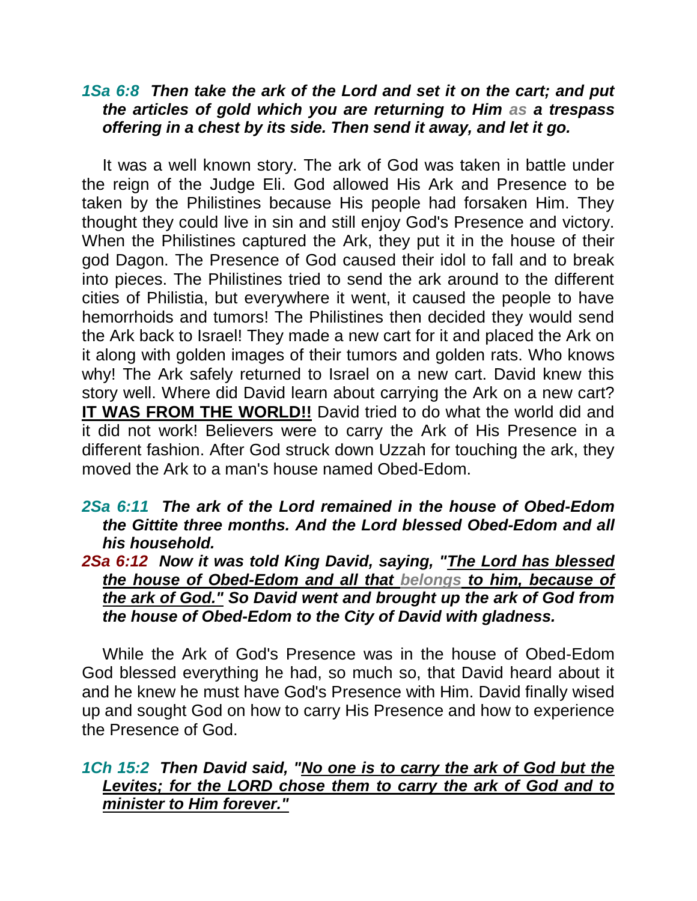***1Sa 6:8 Then take the ark of the Lord and set it on the cart; and put the articles of gold which you are returning to Him as a trespass offering in a chest by its side. Then send it away, and let it go.***

It was a well known story. The ark of God was taken in battle under the reign of the Judge Eli. God allowed His Ark and Presence to be taken by the Philistines because His people had forsaken Him. They thought they could live in sin and still enjoy God's Presence and victory. When the Philistines captured the Ark, they put it in the house of their god Dagon. The Presence of God caused their idol to fall and to break into pieces. The Philistines tried to send the ark around to the different cities of Philistia, but everywhere it went, it caused the people to have hemorrhoids and tumors! The Philistines then decided they would send the Ark back to Israel! They made a new cart for it and placed the Ark on it along with golden images of their tumors and golden rats. Who knows why! The Ark safely returned to Israel on a new cart. David knew this story well. Where did David learn about carrying the Ark on a new cart? **<u>IT WAS FROM THE WORLD!!</u>** David tried to do what the world did and it did not work! Believers were to carry the Ark of His Presence in a different fashion. After God struck down Uzzah for touching the ark, they moved the Ark to a man's house named Obed-Edom.

***2Sa 6:11 The ark of the Lord remained in the house of Obed-Edom the Gittite three months. And the Lord blessed Obed-Edom and all his household.***

***2Sa 6:12 Now it was told King David, saying, "<u>The Lord has blessed the house of Obed-Edom and all that belongs to him, because of the ark of God."</u> So David went and brought up the ark of God from the house of Obed-Edom to the City of David with gladness.***

While the Ark of God's Presence was in the house of Obed-Edom God blessed everything he had, so much so, that David heard about it and he knew he must have God's Presence with Him. David finally wised up and sought God on how to carry His Presence and how to experience the Presence of God.

***1Ch 15:2 Then David said, "<u>No one is to carry the ark of God but the Levites; for the LORD chose them to carry the ark of God and to minister to Him forever."</u>***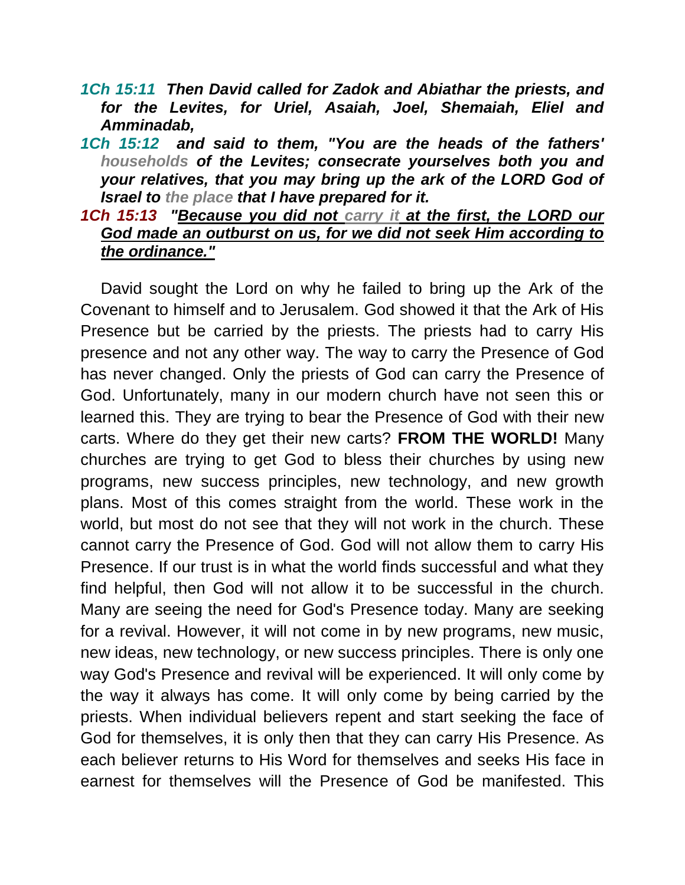***1Ch 15:11*** ***Then David called for Zadok and Abiathar the priests, and for the Levites, for Uriel, Asaiah, Joel, Shemaiah, Eliel and Amminadab,***

***1Ch 15:12*** ***and said to them, "You are the heads of the fathers' households of the Levites; consecrate yourselves both you and your relatives, that you may bring up the ark of the LORD God of Israel to the place that I have prepared for it.***

***1Ch 15:13*** ***"<u>Because you did not carry it at the first, the LORD our God made an outburst on us, for we did not seek Him according to the ordinance.</u>"***

David sought the Lord on why he failed to bring up the Ark of the Covenant to himself and to Jerusalem. God showed it that the Ark of His Presence but be carried by the priests. The priests had to carry His presence and not any other way. The way to carry the Presence of God has never changed. Only the priests of God can carry the Presence of God. Unfortunately, many in our modern church have not seen this or learned this. They are trying to bear the Presence of God with their new carts. Where do they get their new carts? **FROM THE WORLD!** Many churches are trying to get God to bless their churches by using new programs, new success principles, new technology, and new growth plans. Most of this comes straight from the world. These work in the world, but most do not see that they will not work in the church. These cannot carry the Presence of God. God will not allow them to carry His Presence. If our trust is in what the world finds successful and what they find helpful, then God will not allow it to be successful in the church. Many are seeing the need for God's Presence today. Many are seeking for a revival. However, it will not come in by new programs, new music, new ideas, new technology, or new success principles. There is only one way God's Presence and revival will be experienced. It will only come by the way it always has come. It will only come by being carried by the priests. When individual believers repent and start seeking the face of God for themselves, it is only then that they can carry His Presence. As each believer returns to His Word for themselves and seeks His face in earnest for themselves will the Presence of God be manifested. This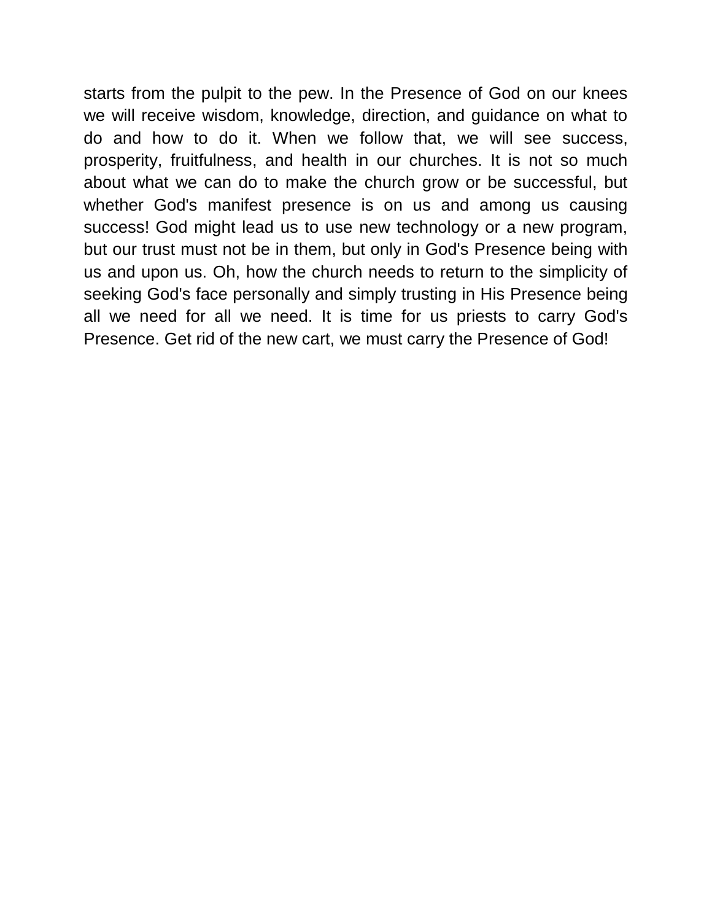starts from the pulpit to the pew. In the Presence of God on our knees we will receive wisdom, knowledge, direction, and guidance on what to do and how to do it. When we follow that, we will see success, prosperity, fruitfulness, and health in our churches. It is not so much about what we can do to make the church grow or be successful, but whether God's manifest presence is on us and among us causing success! God might lead us to use new technology or a new program, but our trust must not be in them, but only in God's Presence being with us and upon us. Oh, how the church needs to return to the simplicity of seeking God's face personally and simply trusting in His Presence being all we need for all we need. It is time for us priests to carry God's Presence. Get rid of the new cart, we must carry the Presence of God!